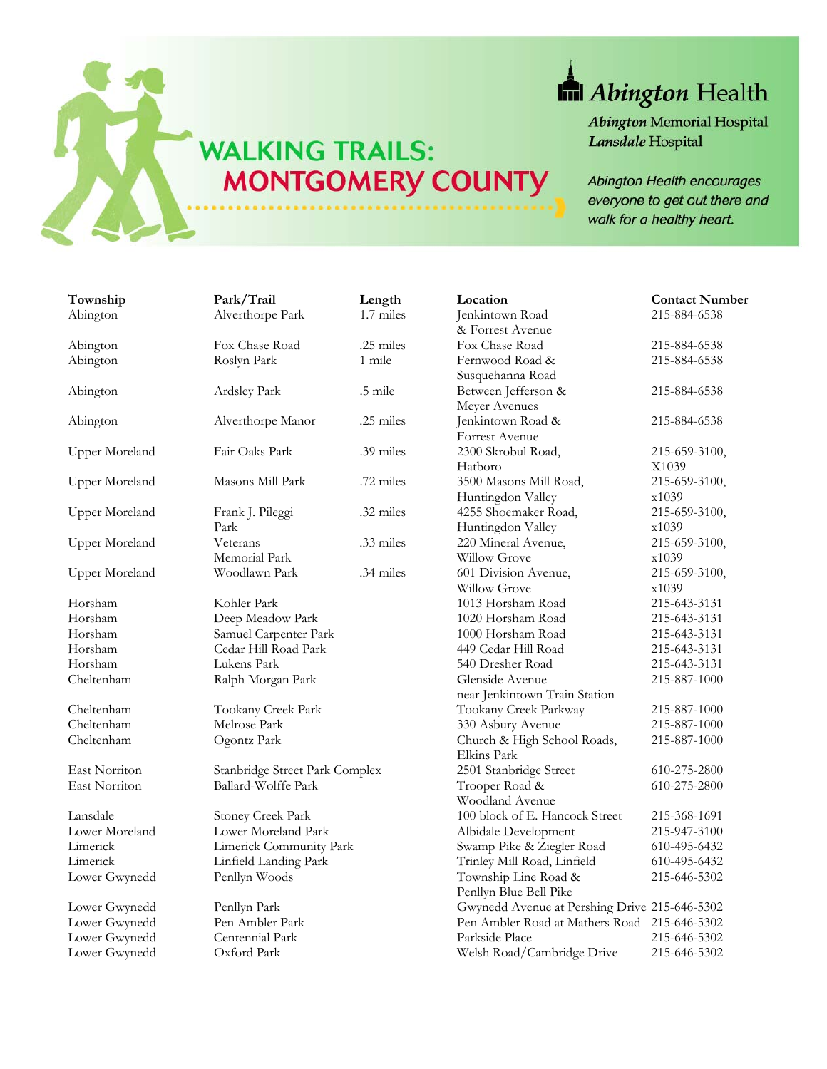# WALKING TRAILS: MONTGOMERY COUNTY

**Abington Health**

*Abington* Memorial Hospital
*Lansdale* Hospital

*Abington Health encourages everyone to get out there and walk for a healthy heart.*

| Township | Park/Trail | Length | Location | Contact Number |
|---|---|---|---|---|
| Abington | Alverthorpe Park | 1.7 miles | Jenkintown Road & Forrest Avenue | 215-884-6538 |
| Abington | Fox Chase Road | .25 miles | Fox Chase Road | 215-884-6538 |
| Abington | Roslyn Park | 1 mile | Fernwood Road & Susquehanna Road | 215-884-6538 |
| Abington | Ardsley Park | .5 mile | Between Jefferson & Meyer Avenues | 215-884-6538 |
| Abington | Alverthorpe Manor | .25 miles | Jenkintown Road & Forrest Avenue | 215-884-6538 |
| Upper Moreland | Fair Oaks Park | .39 miles | 2300 Skrobul Road, Hatboro | 215-659-3100, X1039 |
| Upper Moreland | Masons Mill Park | .72 miles | 3500 Masons Mill Road, Huntingdon Valley | 215-659-3100, x1039 |
| Upper Moreland | Frank J. Pileggi Park | .32 miles | 4255 Shoemaker Road, Huntingdon Valley | 215-659-3100, x1039 |
| Upper Moreland | Veterans Memorial Park | .33 miles | 220 Mineral Avenue, Willow Grove | 215-659-3100, x1039 |
| Upper Moreland | Woodlawn Park | .34 miles | 601 Division Avenue, Willow Grove | 215-659-3100, x1039 |
| Horsham | Kohler Park | | 1013 Horsham Road | 215-643-3131 |
| Horsham | Deep Meadow Park | | 1020 Horsham Road | 215-643-3131 |
| Horsham | Samuel Carpenter Park | | 1000 Horsham Road | 215-643-3131 |
| Horsham | Cedar Hill Road Park | | 449 Cedar Hill Road | 215-643-3131 |
| Horsham | Lukens Park | | 540 Dresher Road | 215-643-3131 |
| Cheltenham | Ralph Morgan Park | | Glenside Avenue near Jenkintown Train Station | 215-887-1000 |
| Cheltenham | Tookany Creek Park | | Tookany Creek Parkway | 215-887-1000 |
| Cheltenham | Melrose Park | | 330 Asbury Avenue | 215-887-1000 |
| Cheltenham | Ogontz Park | | Church & High School Roads, Elkins Park | 215-887-1000 |
| East Norriton | Stanbridge Street Park Complex | | 2501 Stanbridge Street | 610-275-2800 |
| East Norriton | Ballard-Wolffe Park | | Trooper Road & Woodland Avenue | 610-275-2800 |
| Lansdale | Stoney Creek Park | | 100 block of E. Hancock Street | 215-368-1691 |
| Lower Moreland | Lower Moreland Park | | Albidale Development | 215-947-3100 |
| Limerick | Limerick Community Park | | Swamp Pike & Ziegler Road | 610-495-6432 |
| Limerick | Linfield Landing Park | | Trinley Mill Road, Linfield | 610-495-6432 |
| Lower Gwynedd | Penllyn Woods | | Township Line Road & Penllyn Blue Bell Pike | 215-646-5302 |
| Lower Gwynedd | Penllyn Park | | Gwynedd Avenue at Pershing Drive | 215-646-5302 |
| Lower Gwynedd | Pen Ambler Park | | Pen Ambler Road at Mathers Road | 215-646-5302 |
| Lower Gwynedd | Centennial Park | | Parkside Place | 215-646-5302 |
| Lower Gwynedd | Oxford Park | | Welsh Road/Cambridge Drive | 215-646-5302 |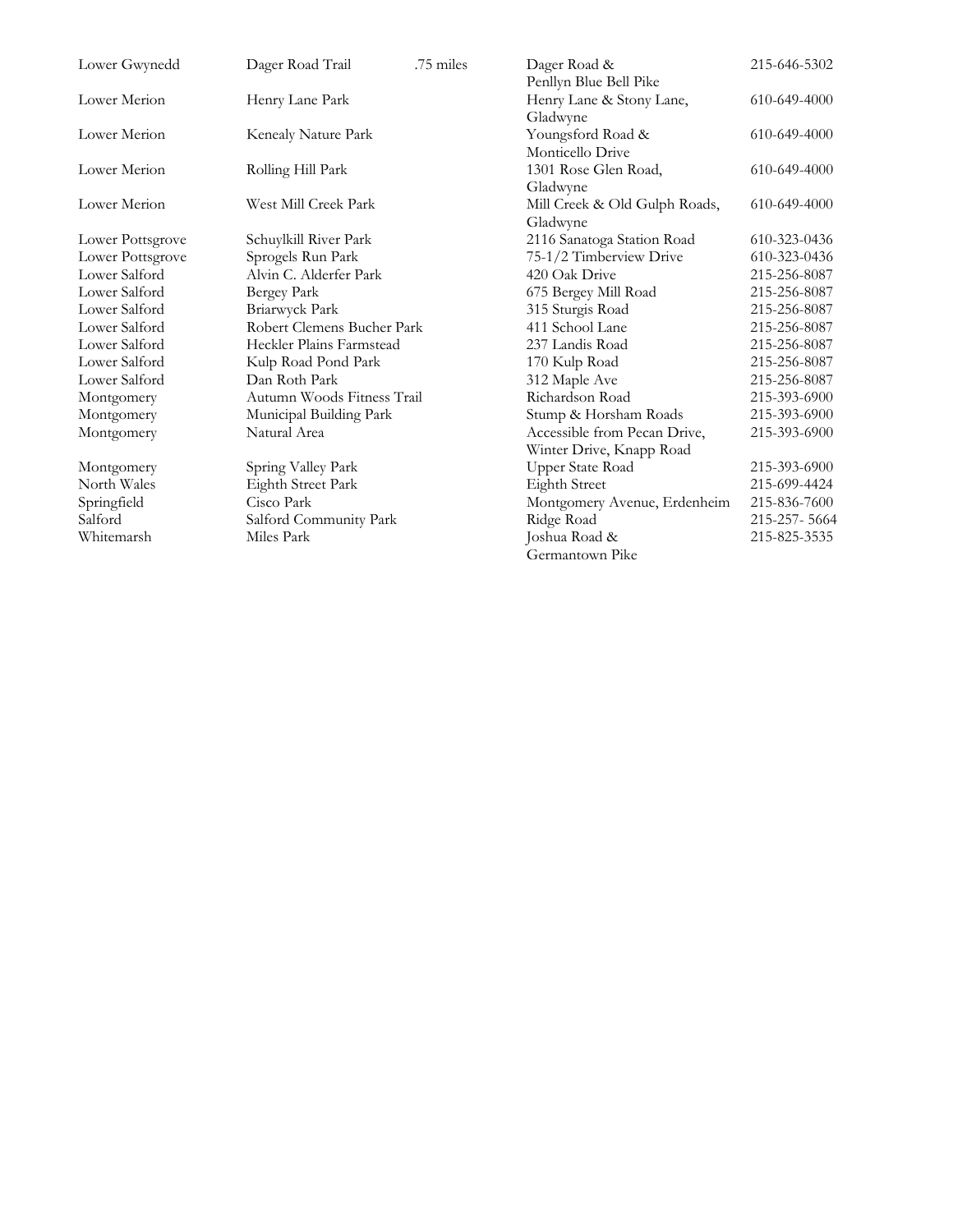| | | | | |
|---|---|---|---|---|
| Lower Gwynedd | Dager Road Trail | .75 miles | Dager Road & Penllyn Blue Bell Pike | 215-646-5302 |
| Lower Merion | Henry Lane Park | | Henry Lane & Stony Lane, Gladwyne | 610-649-4000 |
| Lower Merion | Kenealy Nature Park | | Youngsford Road & Monticello Drive | 610-649-4000 |
| Lower Merion | Rolling Hill Park | | 1301 Rose Glen Road, Gladwyne | 610-649-4000 |
| Lower Merion | West Mill Creek Park | | Mill Creek & Old Gulph Roads, Gladwyne | 610-649-4000 |
| Lower Pottsgrove | Schuylkill River Park | | 2116 Sanatoga Station Road | 610-323-0436 |
| Lower Pottsgrove | Sprogels Run Park | | 75-1/2 Timberview Drive | 610-323-0436 |
| Lower Salford | Alvin C. Alderfer Park | | 420 Oak Drive | 215-256-8087 |
| Lower Salford | Bergey Park | | 675 Bergey Mill Road | 215-256-8087 |
| Lower Salford | Briarwyck Park | | 315 Sturgis Road | 215-256-8087 |
| Lower Salford | Robert Clemens Bucher Park | | 411 School Lane | 215-256-8087 |
| Lower Salford | Heckler Plains Farmstead | | 237 Landis Road | 215-256-8087 |
| Lower Salford | Kulp Road Pond Park | | 170 Kulp Road | 215-256-8087 |
| Lower Salford | Dan Roth Park | | 312 Maple Ave | 215-256-8087 |
| Montgomery | Autumn Woods Fitness Trail | | Richardson Road | 215-393-6900 |
| Montgomery | Municipal Building Park | | Stump & Horsham Roads | 215-393-6900 |
| Montgomery | Natural Area | | Accessible from Pecan Drive, Winter Drive, Knapp Road | 215-393-6900 |
| Montgomery | Spring Valley Park | | Upper State Road | 215-393-6900 |
| North Wales | Eighth Street Park | | Eighth Street | 215-699-4424 |
| Springfield | Cisco Park | | Montgomery Avenue, Erdenheim | 215-836-7600 |
| Salford | Salford Community Park | | Ridge Road | 215-257- 5664 |
| Whitemarsh | Miles Park | | Joshua Road & Germantown Pike | 215-825-3535 |